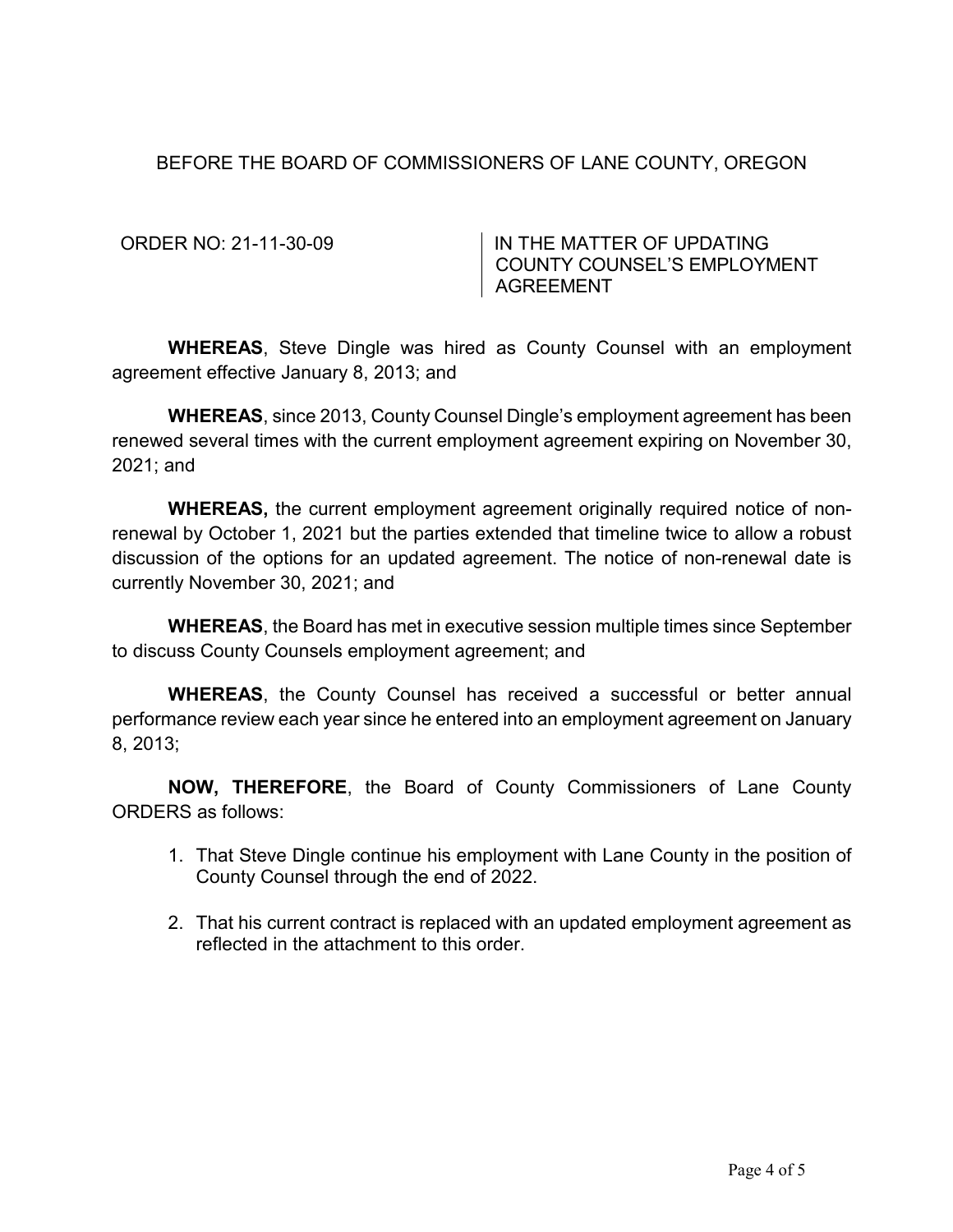BEFORE THE BOARD OF COMMISSIONERS OF LANE COUNTY, OREGON

| ORDER NO: 21-11-30-09 | IN THE MATTER OF UPDATING COUNTY COUNSEL'S EMPLOYMENT AGREEMENT |
|---|---|

**WHEREAS**, Steve Dingle was hired as County Counsel with an employment agreement effective January 8, 2013; and

**WHEREAS**, since 2013, County Counsel Dingle's employment agreement has been renewed several times with the current employment agreement expiring on November 30, 2021; and

**WHEREAS,** the current employment agreement originally required notice of non-renewal by October 1, 2021 but the parties extended that timeline twice to allow a robust discussion of the options for an updated agreement. The notice of non-renewal date is currently November 30, 2021; and

**WHEREAS**, the Board has met in executive session multiple times since September to discuss County Counsels employment agreement; and

**WHEREAS**, the County Counsel has received a successful or better annual performance review each year since he entered into an employment agreement on January 8, 2013;

**NOW, THEREFORE**, the Board of County Commissioners of Lane County ORDERS as follows:

1. That Steve Dingle continue his employment with Lane County in the position of County Counsel through the end of 2022.
2. That his current contract is replaced with an updated employment agreement as reflected in the attachment to this order.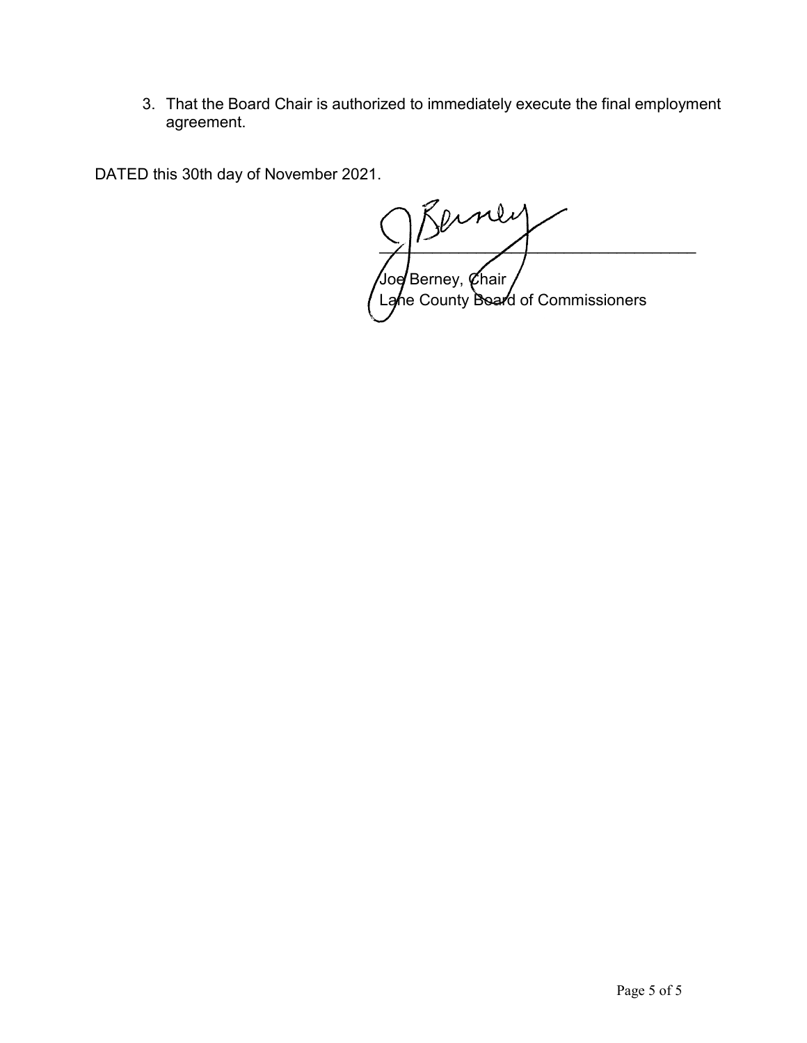3. That the Board Chair is authorized to immediately execute the final employment agreement.

DATED this 30th day of November 2021.

Joe Berney, Chair
Lane County Board of Commissioners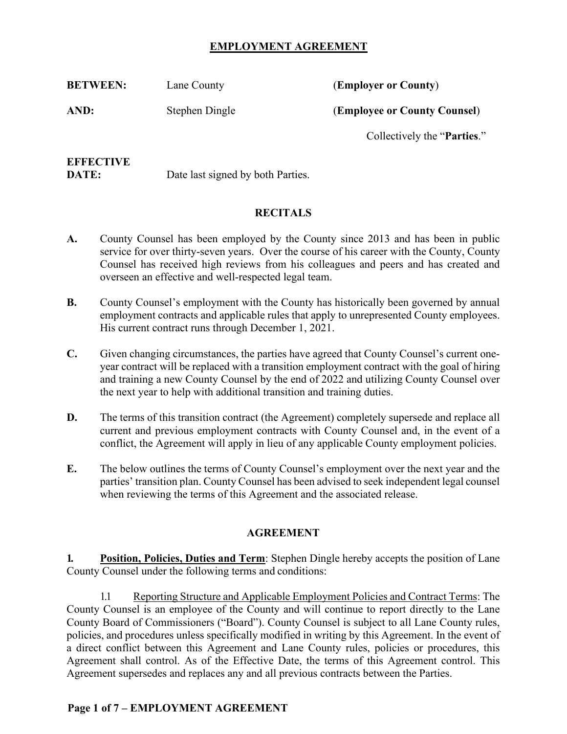# EMPLOYMENT AGREEMENT

| | | |
|---|---|---|
| **BETWEEN:** | Lane County | (**Employer or County**) |
| **AND:** | Stephen Dingle | (**Employee or County Counsel**) |

Collectively the "**Parties**."

**EFFECTIVE DATE:** Date last signed by both Parties.

## RECITALS

**A.** County Counsel has been employed by the County since 2013 and has been in public service for over thirty-seven years. Over the course of his career with the County, County Counsel has received high reviews from his colleagues and peers and has created and overseen an effective and well-respected legal team.

**B.** County Counsel's employment with the County has historically been governed by annual employment contracts and applicable rules that apply to unrepresented County employees. His current contract runs through December 1, 2021.

**C.** Given changing circumstances, the parties have agreed that County Counsel's current one-year contract will be replaced with a transition employment contract with the goal of hiring and training a new County Counsel by the end of 2022 and utilizing County Counsel over the next year to help with additional transition and training duties.

**D.** The terms of this transition contract (the Agreement) completely supersede and replace all current and previous employment contracts with County Counsel and, in the event of a conflict, the Agreement will apply in lieu of any applicable County employment policies.

**E.** The below outlines the terms of County Counsel's employment over the next year and the parties' transition plan. County Counsel has been advised to seek independent legal counsel when reviewing the terms of this Agreement and the associated release.

## AGREEMENT

**1. <u>Position, Policies, Duties and Term</u>**: Stephen Dingle hereby accepts the position of Lane County Counsel under the following terms and conditions:

1.1 <u>Reporting Structure and Applicable Employment Policies and Contract Terms</u>: The County Counsel is an employee of the County and will continue to report directly to the Lane County Board of Commissioners ("Board"). County Counsel is subject to all Lane County rules, policies, and procedures unless specifically modified in writing by this Agreement. In the event of a direct conflict between this Agreement and Lane County rules, policies or procedures, this Agreement shall control. As of the Effective Date, the terms of this Agreement control. This Agreement supersedes and replaces any and all previous contracts between the Parties.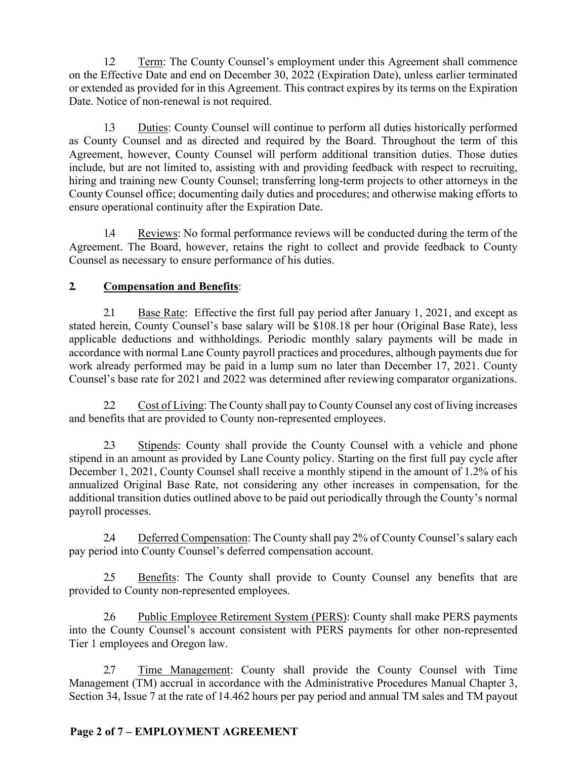1.2 Term: The County Counsel's employment under this Agreement shall commence on the Effective Date and end on December 30, 2022 (Expiration Date), unless earlier terminated or extended as provided for in this Agreement. This contract expires by its terms on the Expiration Date. Notice of non-renewal is not required.

1.3 Duties: County Counsel will continue to perform all duties historically performed as County Counsel and as directed and required by the Board. Throughout the term of this Agreement, however, County Counsel will perform additional transition duties. Those duties include, but are not limited to, assisting with and providing feedback with respect to recruiting, hiring and training new County Counsel; transferring long-term projects to other attorneys in the County Counsel office; documenting daily duties and procedures; and otherwise making efforts to ensure operational continuity after the Expiration Date.

1.4 Reviews: No formal performance reviews will be conducted during the term of the Agreement. The Board, however, retains the right to collect and provide feedback to County Counsel as necessary to ensure performance of his duties.

**2. Compensation and Benefits:**

2.1 Base Rate: Effective the first full pay period after January 1, 2021, and except as stated herein, County Counsel's base salary will be $108.18 per hour (Original Base Rate), less applicable deductions and withholdings. Periodic monthly salary payments will be made in accordance with normal Lane County payroll practices and procedures, although payments due for work already performed may be paid in a lump sum no later than December 17, 2021. County Counsel's base rate for 2021 and 2022 was determined after reviewing comparator organizations.

2.2 Cost of Living: The County shall pay to County Counsel any cost of living increases and benefits that are provided to County non-represented employees.

2.3 Stipends: County shall provide the County Counsel with a vehicle and phone stipend in an amount as provided by Lane County policy. Starting on the first full pay cycle after December 1, 2021, County Counsel shall receive a monthly stipend in the amount of 1.2% of his annualized Original Base Rate, not considering any other increases in compensation, for the additional transition duties outlined above to be paid out periodically through the County's normal payroll processes.

2.4 Deferred Compensation: The County shall pay 2% of County Counsel's salary each pay period into County Counsel's deferred compensation account.

2.5 Benefits: The County shall provide to County Counsel any benefits that are provided to County non-represented employees.

2.6 Public Employee Retirement System (PERS): County shall make PERS payments into the County Counsel's account consistent with PERS payments for other non-represented Tier 1 employees and Oregon law.

2.7 Time Management: County shall provide the County Counsel with Time Management (TM) accrual in accordance with the Administrative Procedures Manual Chapter 3, Section 34, Issue 7 at the rate of 14.462 hours per pay period and annual TM sales and TM payout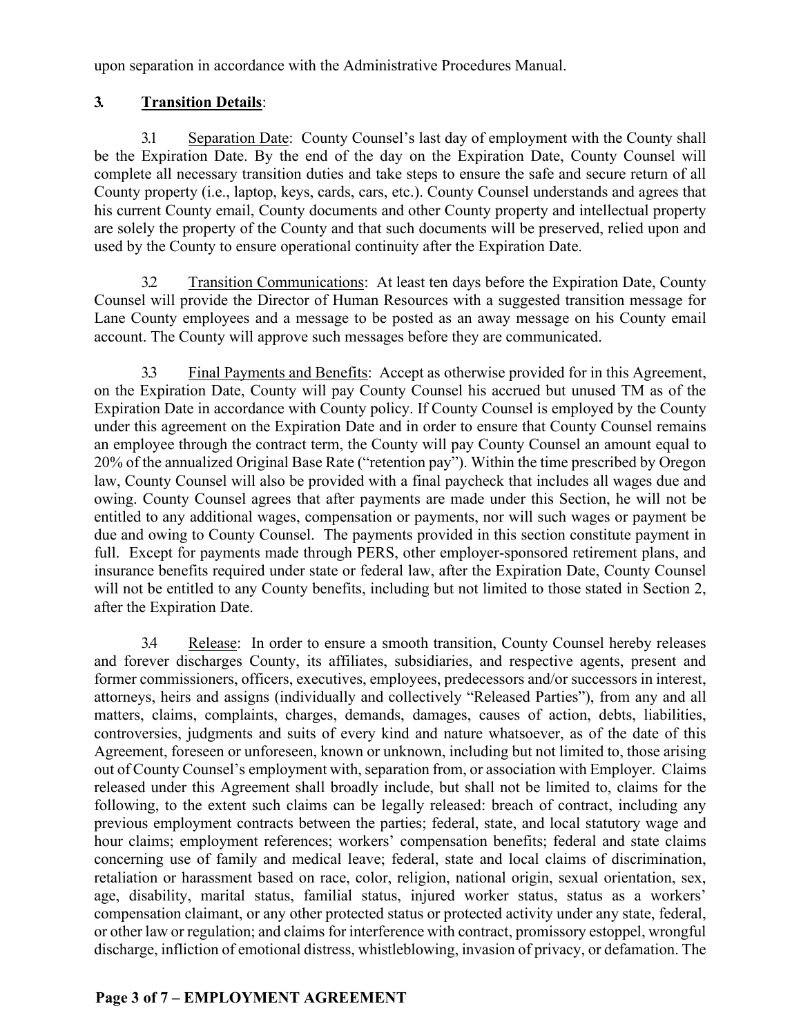upon separation in accordance with the Administrative Procedures Manual.

**3. <u>Transition Details</u>**:

3.1 <u>Separation Date</u>: County Counsel's last day of employment with the County shall be the Expiration Date. By the end of the day on the Expiration Date, County Counsel will complete all necessary transition duties and take steps to ensure the safe and secure return of all County property (i.e., laptop, keys, cards, cars, etc.). County Counsel understands and agrees that his current County email, County documents and other County property and intellectual property are solely the property of the County and that such documents will be preserved, relied upon and used by the County to ensure operational continuity after the Expiration Date.

3.2 <u>Transition Communications</u>: At least ten days before the Expiration Date, County Counsel will provide the Director of Human Resources with a suggested transition message for Lane County employees and a message to be posted as an away message on his County email account. The County will approve such messages before they are communicated.

3.3 <u>Final Payments and Benefits</u>: Accept as otherwise provided for in this Agreement, on the Expiration Date, County will pay County Counsel his accrued but unused TM as of the Expiration Date in accordance with County policy. If County Counsel is employed by the County under this agreement on the Expiration Date and in order to ensure that County Counsel remains an employee through the contract term, the County will pay County Counsel an amount equal to 20% of the annualized Original Base Rate ("retention pay"). Within the time prescribed by Oregon law, County Counsel will also be provided with a final paycheck that includes all wages due and owing. County Counsel agrees that after payments are made under this Section, he will not be entitled to any additional wages, compensation or payments, nor will such wages or payment be due and owing to County Counsel. The payments provided in this section constitute payment in full. Except for payments made through PERS, other employer-sponsored retirement plans, and insurance benefits required under state or federal law, after the Expiration Date, County Counsel will not be entitled to any County benefits, including but not limited to those stated in Section 2, after the Expiration Date.

3.4 <u>Release</u>: In order to ensure a smooth transition, County Counsel hereby releases and forever discharges County, its affiliates, subsidiaries, and respective agents, present and former commissioners, officers, executives, employees, predecessors and/or successors in interest, attorneys, heirs and assigns (individually and collectively "Released Parties"), from any and all matters, claims, complaints, charges, demands, damages, causes of action, debts, liabilities, controversies, judgments and suits of every kind and nature whatsoever, as of the date of this Agreement, foreseen or unforeseen, known or unknown, including but not limited to, those arising out of County Counsel's employment with, separation from, or association with Employer. Claims released under this Agreement shall broadly include, but shall not be limited to, claims for the following, to the extent such claims can be legally released: breach of contract, including any previous employment contracts between the parties; federal, state, and local statutory wage and hour claims; employment references; workers' compensation benefits; federal and state claims concerning use of family and medical leave; federal, state and local claims of discrimination, retaliation or harassment based on race, color, religion, national origin, sexual orientation, sex, age, disability, marital status, familial status, injured worker status, status as a workers' compensation claimant, or any other protected status or protected activity under any state, federal, or other law or regulation; and claims for interference with contract, promissory estoppel, wrongful discharge, infliction of emotional distress, whistleblowing, invasion of privacy, or defamation. The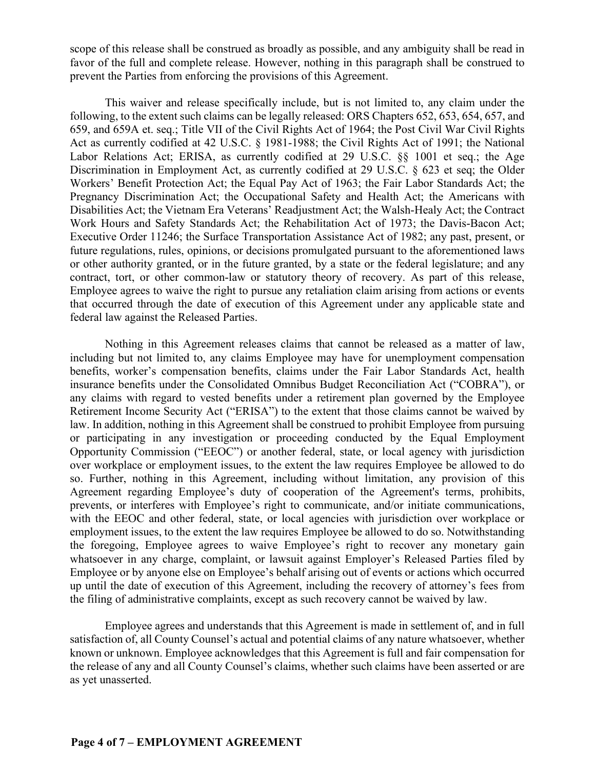scope of this release shall be construed as broadly as possible, and any ambiguity shall be read in favor of the full and complete release. However, nothing in this paragraph shall be construed to prevent the Parties from enforcing the provisions of this Agreement.

This waiver and release specifically include, but is not limited to, any claim under the following, to the extent such claims can be legally released: ORS Chapters 652, 653, 654, 657, and 659, and 659A et. seq.; Title VII of the Civil Rights Act of 1964; the Post Civil War Civil Rights Act as currently codified at 42 U.S.C. § 1981-1988; the Civil Rights Act of 1991; the National Labor Relations Act; ERISA, as currently codified at 29 U.S.C. §§ 1001 et seq.; the Age Discrimination in Employment Act, as currently codified at 29 U.S.C. § 623 et seq; the Older Workers' Benefit Protection Act; the Equal Pay Act of 1963; the Fair Labor Standards Act; the Pregnancy Discrimination Act; the Occupational Safety and Health Act; the Americans with Disabilities Act; the Vietnam Era Veterans' Readjustment Act; the Walsh-Healy Act; the Contract Work Hours and Safety Standards Act; the Rehabilitation Act of 1973; the Davis-Bacon Act; Executive Order 11246; the Surface Transportation Assistance Act of 1982; any past, present, or future regulations, rules, opinions, or decisions promulgated pursuant to the aforementioned laws or other authority granted, or in the future granted, by a state or the federal legislature; and any contract, tort, or other common-law or statutory theory of recovery. As part of this release, Employee agrees to waive the right to pursue any retaliation claim arising from actions or events that occurred through the date of execution of this Agreement under any applicable state and federal law against the Released Parties.

Nothing in this Agreement releases claims that cannot be released as a matter of law, including but not limited to, any claims Employee may have for unemployment compensation benefits, worker's compensation benefits, claims under the Fair Labor Standards Act, health insurance benefits under the Consolidated Omnibus Budget Reconciliation Act ("COBRA"), or any claims with regard to vested benefits under a retirement plan governed by the Employee Retirement Income Security Act ("ERISA") to the extent that those claims cannot be waived by law. In addition, nothing in this Agreement shall be construed to prohibit Employee from pursuing or participating in any investigation or proceeding conducted by the Equal Employment Opportunity Commission ("EEOC") or another federal, state, or local agency with jurisdiction over workplace or employment issues, to the extent the law requires Employee be allowed to do so. Further, nothing in this Agreement, including without limitation, any provision of this Agreement regarding Employee's duty of cooperation of the Agreement's terms, prohibits, prevents, or interferes with Employee's right to communicate, and/or initiate communications, with the EEOC and other federal, state, or local agencies with jurisdiction over workplace or employment issues, to the extent the law requires Employee be allowed to do so. Notwithstanding the foregoing, Employee agrees to waive Employee's right to recover any monetary gain whatsoever in any charge, complaint, or lawsuit against Employer's Released Parties filed by Employee or by anyone else on Employee's behalf arising out of events or actions which occurred up until the date of execution of this Agreement, including the recovery of attorney's fees from the filing of administrative complaints, except as such recovery cannot be waived by law.

Employee agrees and understands that this Agreement is made in settlement of, and in full satisfaction of, all County Counsel's actual and potential claims of any nature whatsoever, whether known or unknown. Employee acknowledges that this Agreement is full and fair compensation for the release of any and all County Counsel's claims, whether such claims have been asserted or are as yet unasserted.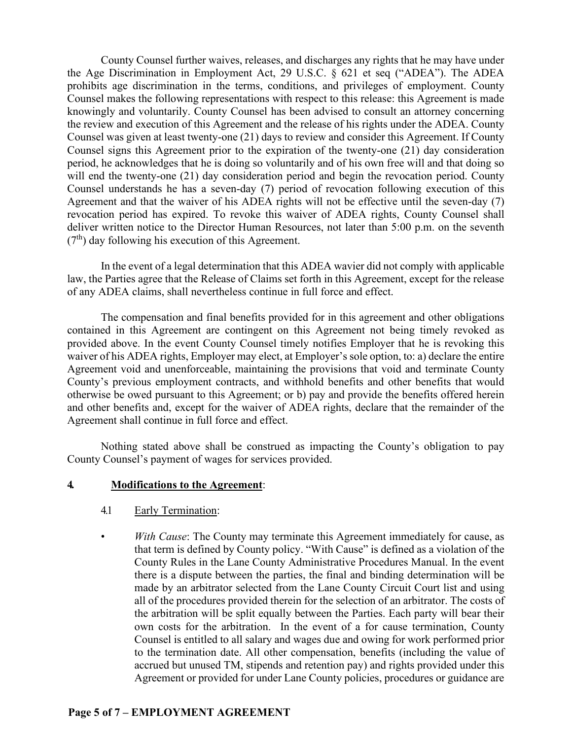County Counsel further waives, releases, and discharges any rights that he may have under the Age Discrimination in Employment Act, 29 U.S.C. § 621 et seq ("ADEA"). The ADEA prohibits age discrimination in the terms, conditions, and privileges of employment. County Counsel makes the following representations with respect to this release: this Agreement is made knowingly and voluntarily. County Counsel has been advised to consult an attorney concerning the review and execution of this Agreement and the release of his rights under the ADEA. County Counsel was given at least twenty-one (21) days to review and consider this Agreement. If County Counsel signs this Agreement prior to the expiration of the twenty-one (21) day consideration period, he acknowledges that he is doing so voluntarily and of his own free will and that doing so will end the twenty-one (21) day consideration period and begin the revocation period. County Counsel understands he has a seven-day (7) period of revocation following execution of this Agreement and that the waiver of his ADEA rights will not be effective until the seven-day (7) revocation period has expired. To revoke this waiver of ADEA rights, County Counsel shall deliver written notice to the Director Human Resources, not later than 5:00 p.m. on the seventh (7th) day following his execution of this Agreement.

In the event of a legal determination that this ADEA wavier did not comply with applicable law, the Parties agree that the Release of Claims set forth in this Agreement, except for the release of any ADEA claims, shall nevertheless continue in full force and effect.

The compensation and final benefits provided for in this agreement and other obligations contained in this Agreement are contingent on this Agreement not being timely revoked as provided above. In the event County Counsel timely notifies Employer that he is revoking this waiver of his ADEA rights, Employer may elect, at Employer's sole option, to: a) declare the entire Agreement void and unenforceable, maintaining the provisions that void and terminate County County's previous employment contracts, and withhold benefits and other benefits that would otherwise be owed pursuant to this Agreement; or b) pay and provide the benefits offered herein and other benefits and, except for the waiver of ADEA rights, declare that the remainder of the Agreement shall continue in full force and effect.

Nothing stated above shall be construed as impacting the County's obligation to pay County Counsel's payment of wages for services provided.

**4. Modifications to the Agreement**:

4.1 Early Termination:

- *With Cause*: The County may terminate this Agreement immediately for cause, as that term is defined by County policy. "With Cause" is defined as a violation of the County Rules in the Lane County Administrative Procedures Manual. In the event there is a dispute between the parties, the final and binding determination will be made by an arbitrator selected from the Lane County Circuit Court list and using all of the procedures provided therein for the selection of an arbitrator. The costs of the arbitration will be split equally between the Parties. Each party will bear their own costs for the arbitration. In the event of a for cause termination, County Counsel is entitled to all salary and wages due and owing for work performed prior to the termination date. All other compensation, benefits (including the value of accrued but unused TM, stipends and retention pay) and rights provided under this Agreement or provided for under Lane County policies, procedures or guidance are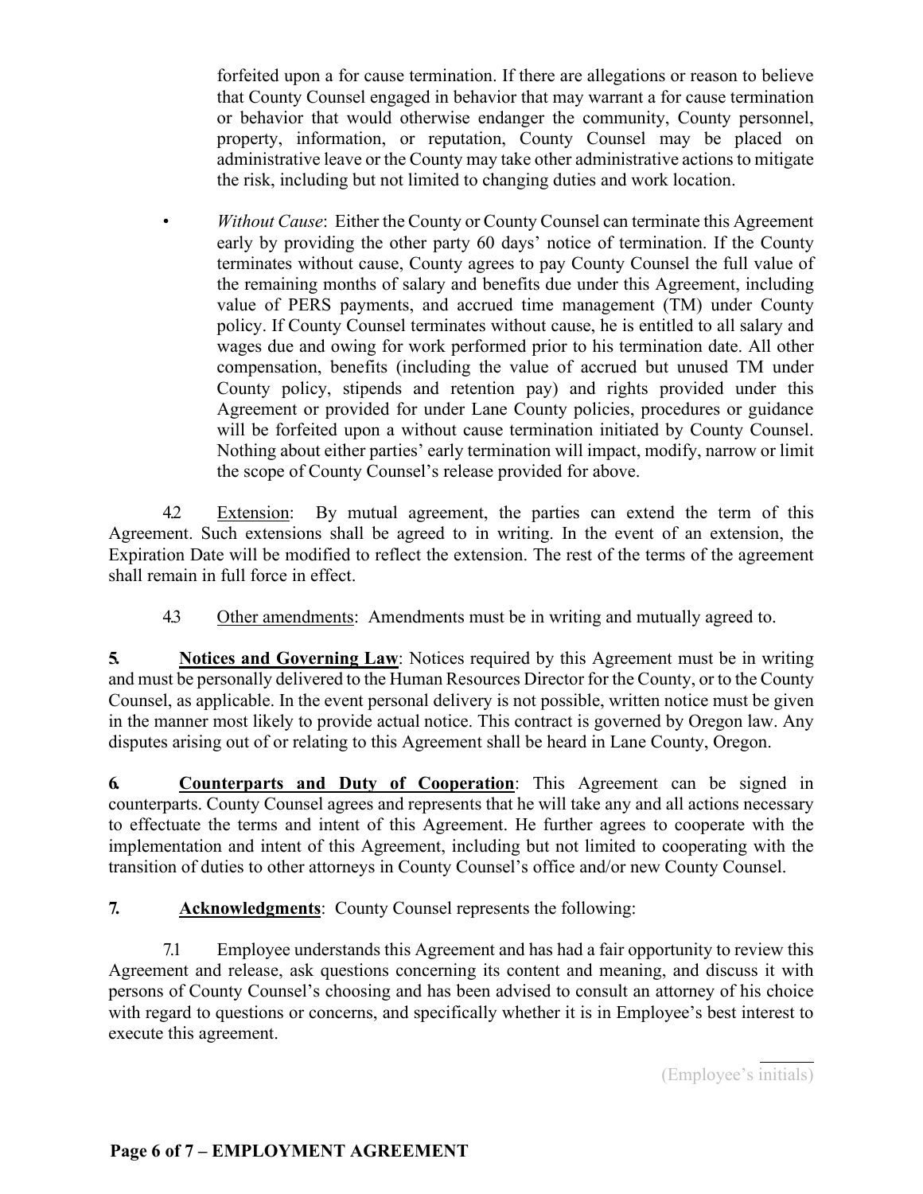forfeited upon a for cause termination. If there are allegations or reason to believe that County Counsel engaged in behavior that may warrant a for cause termination or behavior that would otherwise endanger the community, County personnel, property, information, or reputation, County Counsel may be placed on administrative leave or the County may take other administrative actions to mitigate the risk, including but not limited to changing duties and work location.

- *Without Cause*: Either the County or County Counsel can terminate this Agreement early by providing the other party 60 days' notice of termination. If the County terminates without cause, County agrees to pay County Counsel the full value of the remaining months of salary and benefits due under this Agreement, including value of PERS payments, and accrued time management (TM) under County policy. If County Counsel terminates without cause, he is entitled to all salary and wages due and owing for work performed prior to his termination date. All other compensation, benefits (including the value of accrued but unused TM under County policy, stipends and retention pay) and rights provided under this Agreement or provided for under Lane County policies, procedures or guidance will be forfeited upon a without cause termination initiated by County Counsel. Nothing about either parties' early termination will impact, modify, narrow or limit the scope of County Counsel's release provided for above.

4.2 Extension: By mutual agreement, the parties can extend the term of this Agreement. Such extensions shall be agreed to in writing. In the event of an extension, the Expiration Date will be modified to reflect the extension. The rest of the terms of the agreement shall remain in full force in effect.

4.3 Other amendments: Amendments must be in writing and mutually agreed to.

**5. Notices and Governing Law**: Notices required by this Agreement must be in writing and must be personally delivered to the Human Resources Director for the County, or to the County Counsel, as applicable. In the event personal delivery is not possible, written notice must be given in the manner most likely to provide actual notice. This contract is governed by Oregon law. Any disputes arising out of or relating to this Agreement shall be heard in Lane County, Oregon.

**6. Counterparts and Duty of Cooperation**: This Agreement can be signed in counterparts. County Counsel agrees and represents that he will take any and all actions necessary to effectuate the terms and intent of this Agreement. He further agrees to cooperate with the implementation and intent of this Agreement, including but not limited to cooperating with the transition of duties to other attorneys in County Counsel's office and/or new County Counsel.

**7. Acknowledgments**: County Counsel represents the following:

7.1 Employee understands this Agreement and has had a fair opportunity to review this Agreement and release, ask questions concerning its content and meaning, and discuss it with persons of County Counsel's choosing and has been advised to consult an attorney of his choice with regard to questions or concerns, and specifically whether it is in Employee's best interest to execute this agreement.

______
(Employee's initials)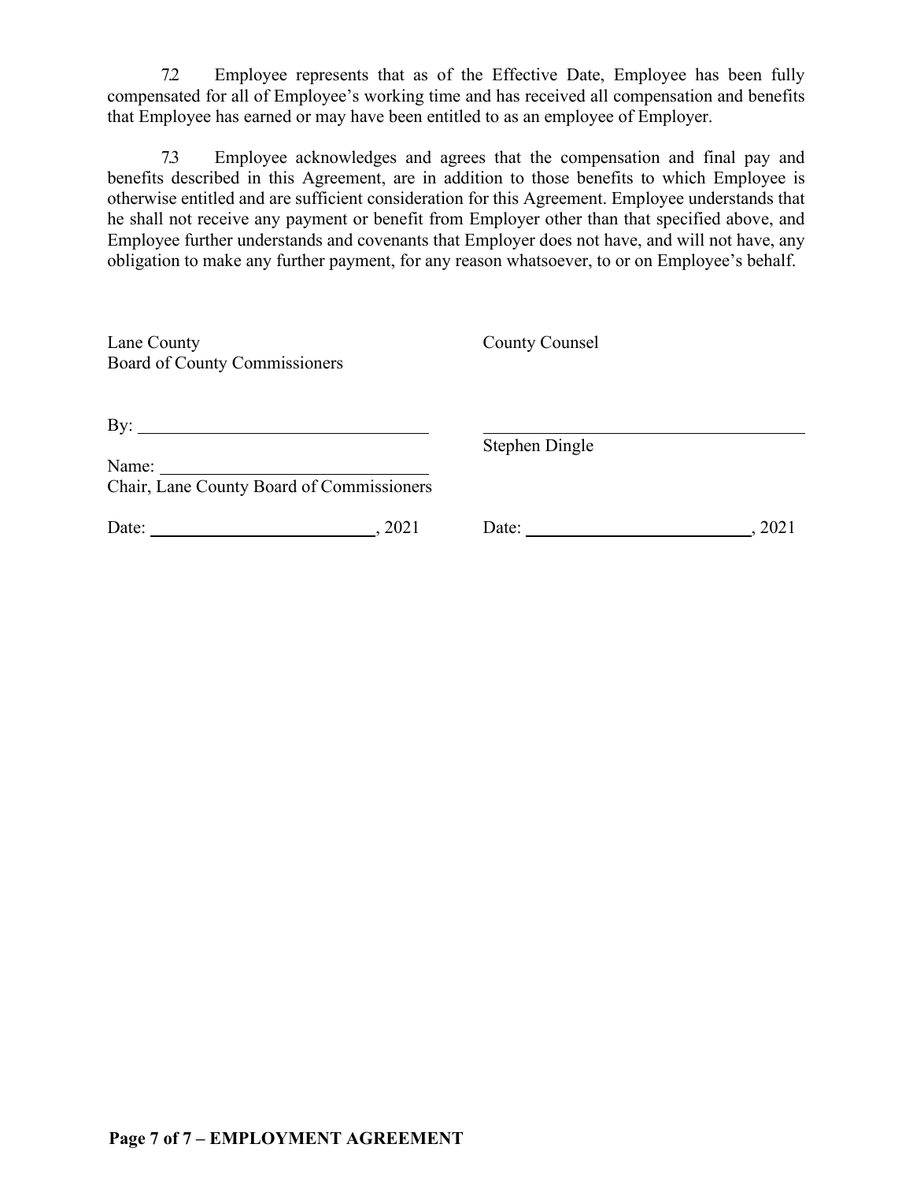7.2 Employee represents that as of the Effective Date, Employee has been fully compensated for all of Employee's working time and has received all compensation and benefits that Employee has earned or may have been entitled to as an employee of Employer.

7.3 Employee acknowledges and agrees that the compensation and final pay and benefits described in this Agreement, are in addition to those benefits to which Employee is otherwise entitled and are sufficient consideration for this Agreement. Employee understands that he shall not receive any payment or benefit from Employer other than that specified above, and Employee further understands and covenants that Employer does not have, and will not have, any obligation to make any further payment, for any reason whatsoever, to or on Employee's behalf.

Lane County
Board of County Commissioners

By: ______________________________

Name: ____________________________
Chair, Lane County Board of Commissioners

Date: ________________________, 2021

County Counsel

___________________________________
Stephen Dingle

Date: ________________________, 2021